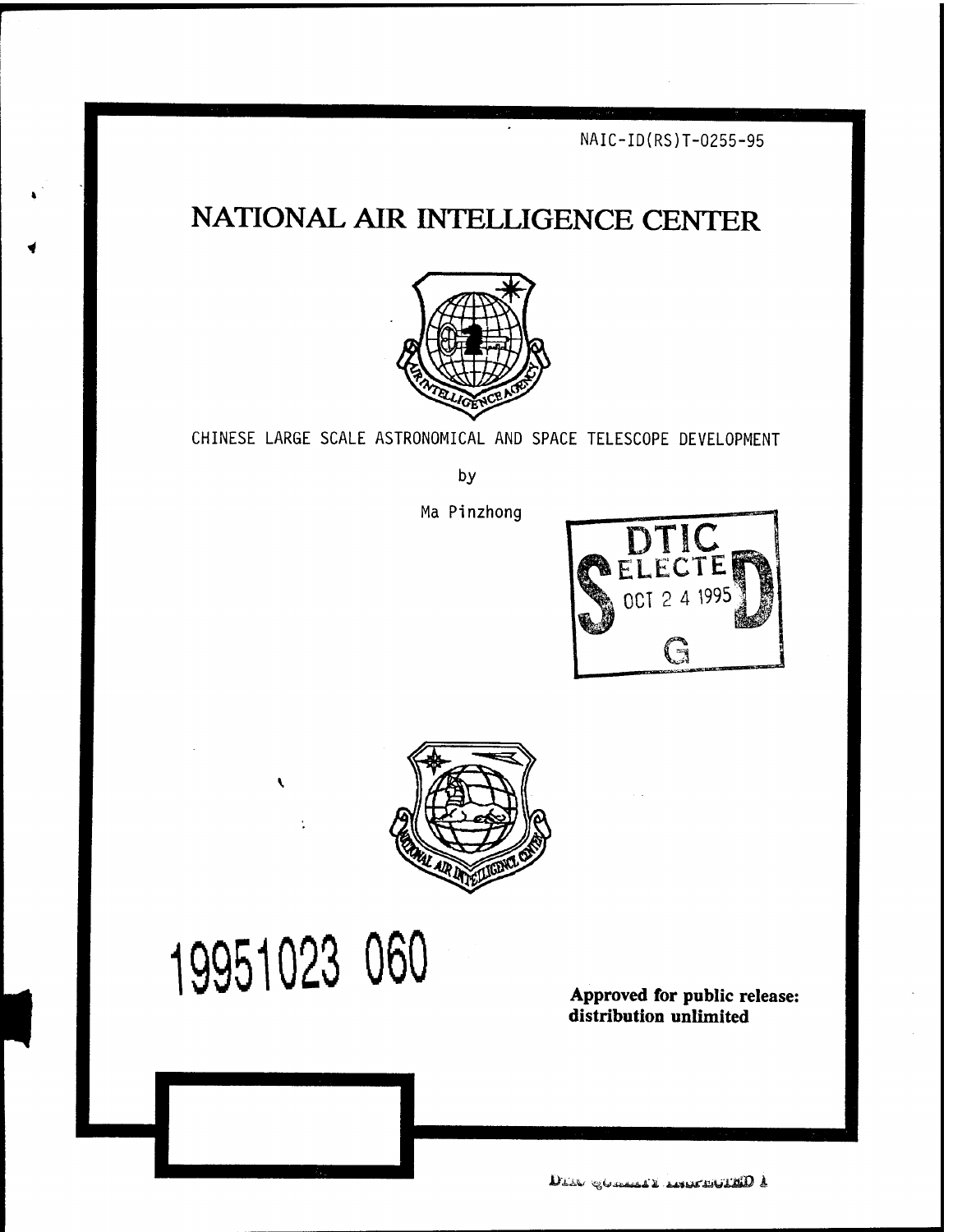NAIC-ID(RS)T-0255-95

# NATIONAL AIR INTELLIGENCE CENTER

CHINESE LARGE SCALE ASTRONOMICAL AND SPACE TELESCOPE DEVELOPMENT

by

Ma Pinzhong

DTIC ELECTE OCT 2 4 1995 S D G

19951023 060

**Approved for public release: distribution unlimited**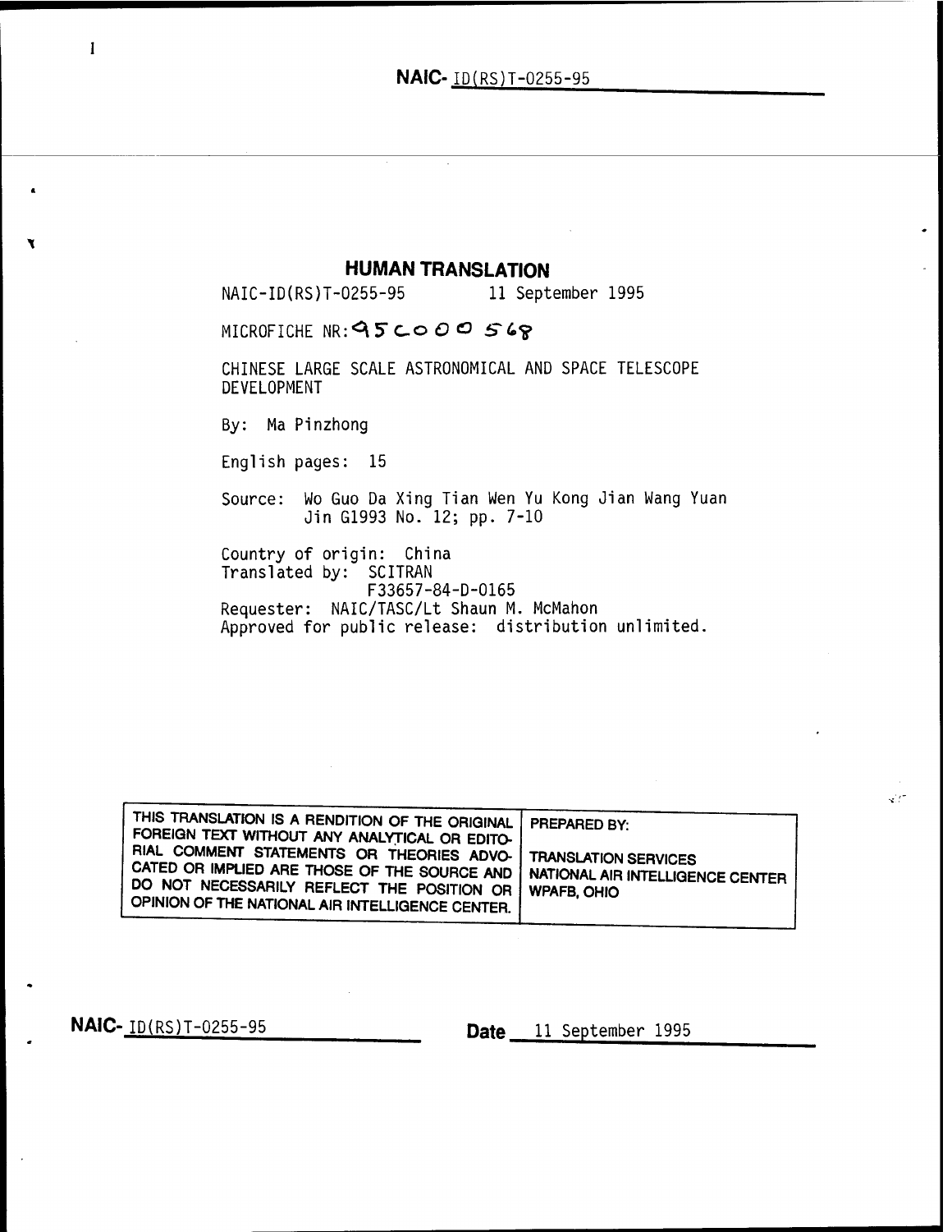# HUMAN TRANSLATION

NAIC-ID(RS)T-0255-95 11 September 1995

MICROFICHE NR: 95C000568

CHINESE LARGE SCALE ASTRONOMICAL AND SPACE TELESCOPE DEVELOPMENT

By: Ma Pinzhong

English pages: 15

Source: Wo Guo Da Xing Tian Wen Yu Kong Jian Wang Yuan Jin G1993 No. 12; pp. 7-10

Country of origin: China
Translated by: SCITRAN
F33657-84-D-0165
Requester: NAIC/TASC/Lt Shaun M. McMahon
Approved for public release: distribution unlimited.

| THIS TRANSLATION IS A RENDITION OF THE ORIGINAL FOREIGN TEXT WITHOUT ANY ANALYTICAL OR EDITORIAL COMMENT STATEMENTS OR THEORIES ADVOCATED OR IMPLIED ARE THOSE OF THE SOURCE AND DO NOT NECESSARILY REFLECT THE POSITION OR OPINION OF THE NATIONAL AIR INTELLIGENCE CENTER. | PREPARED BY: TRANSLATION SERVICES NATIONAL AIR INTELLIGENCE CENTER WPAFB, OHIO |
|---|---|

NAIC-ID(RS)T-0255-95 Date 11 September 1995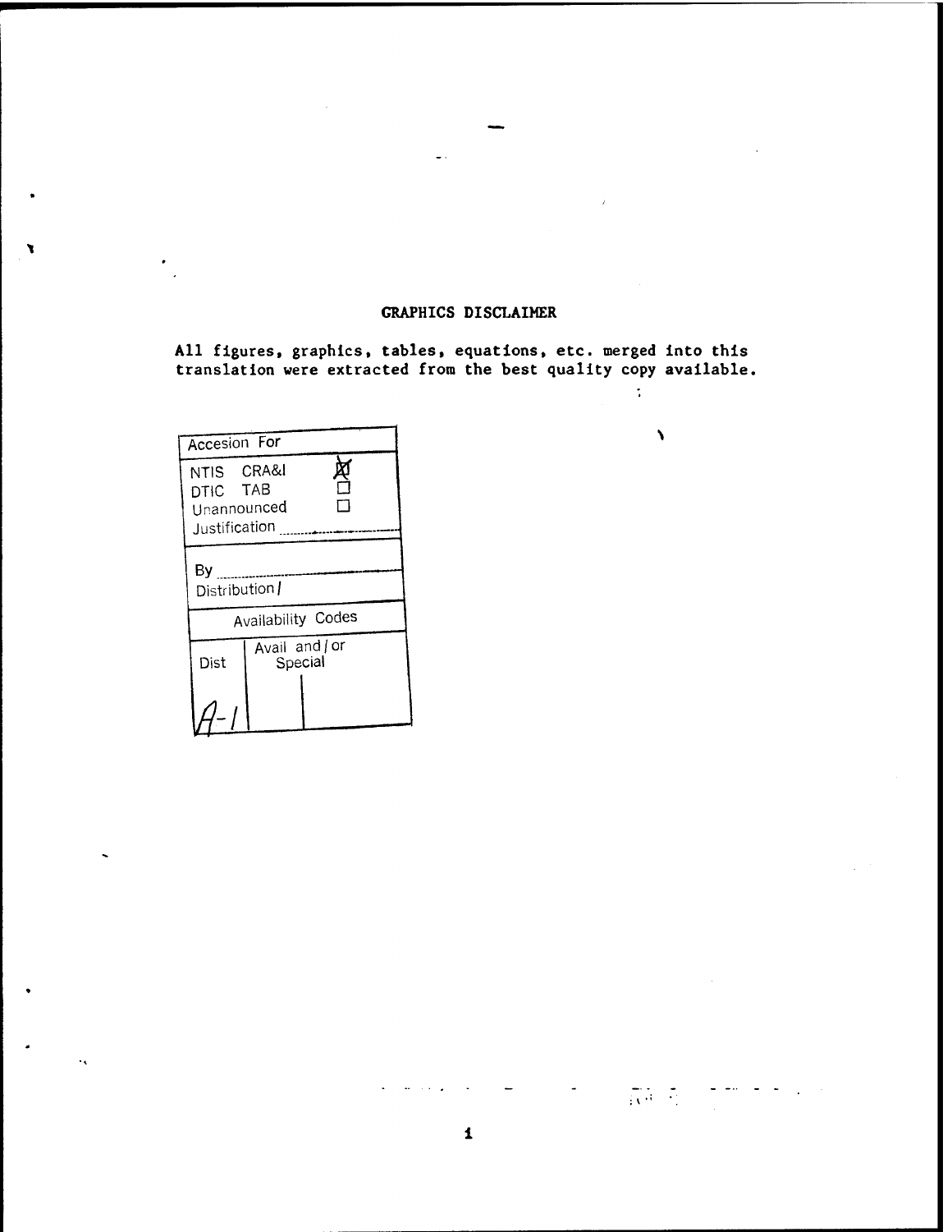## GRAPHICS DISCLAIMER

**All figures, graphics, tables, equations, etc. merged into this translation were extracted from the best quality copy available.**

| Accesion For | |
|---|---|
| NTIS CRA&I | ☒ |
| DTIC TAB | ☐ |
| Unannounced | ☐ |
| Justification | |
| By | |
| Distribution/ | |
| Availability Codes | |
| Dist | Avail and/or Special |
| A-1 | |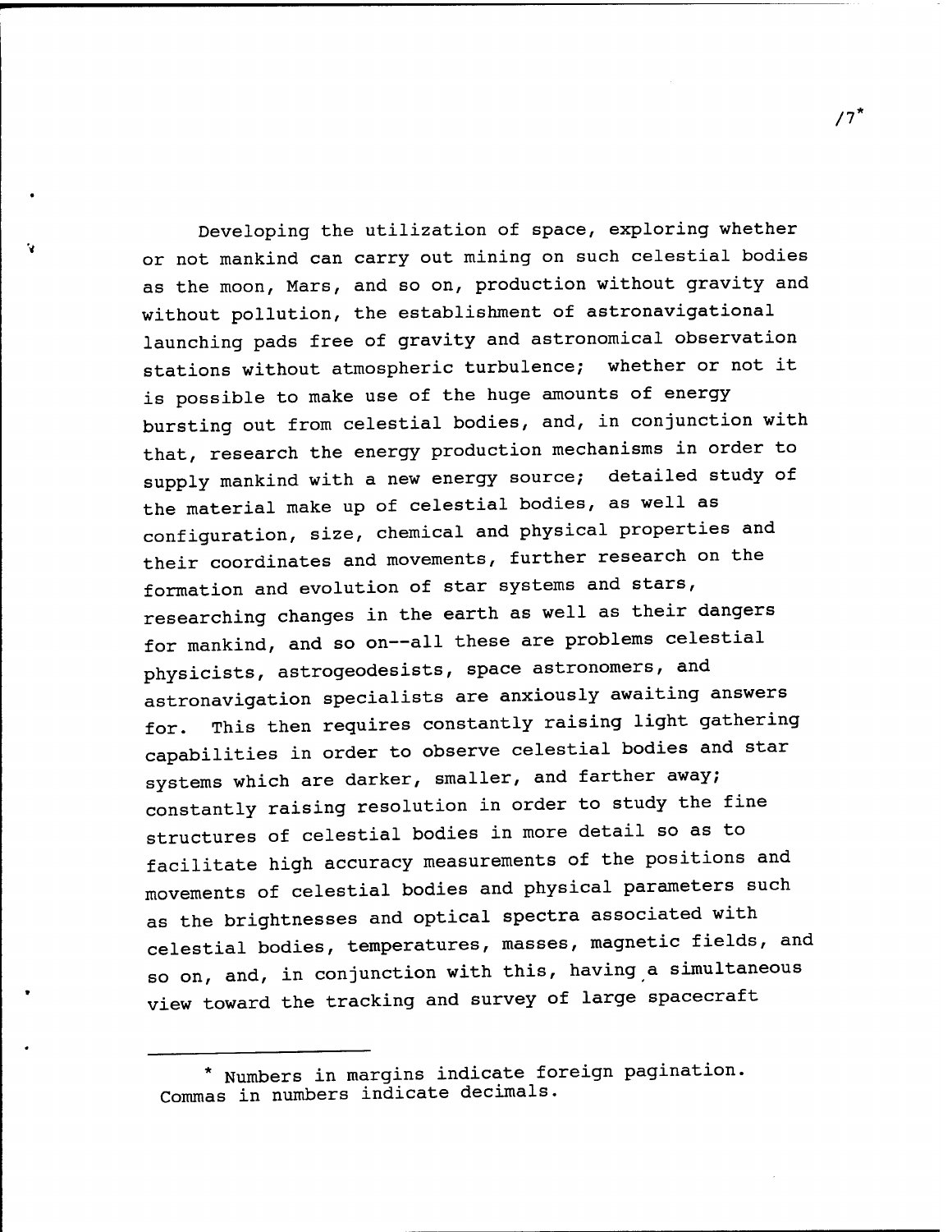Developing the utilization of space, exploring whether or not mankind can carry out mining on such celestial bodies as the moon, Mars, and so on, production without gravity and without pollution, the establishment of astronavigational launching pads free of gravity and astronomical observation stations without atmospheric turbulence; whether or not it is possible to make use of the huge amounts of energy bursting out from celestial bodies, and, in conjunction with that, research the energy production mechanisms in order to supply mankind with a new energy source; detailed study of the material make up of celestial bodies, as well as configuration, size, chemical and physical properties and their coordinates and movements, further research on the formation and evolution of star systems and stars, researching changes in the earth as well as their dangers for mankind, and so on--all these are problems celestial physicists, astrogeodesists, space astronomers, and astronavigation specialists are anxiously awaiting answers for. This then requires constantly raising light gathering capabilities in order to observe celestial bodies and star systems which are darker, smaller, and farther away; constantly raising resolution in order to study the fine structures of celestial bodies in more detail so as to facilitate high accuracy measurements of the positions and movements of celestial bodies and physical parameters such as the brightnesses and optical spectra associated with celestial bodies, temperatures, masses, magnetic fields, and so on, and, in conjunction with this, having a simultaneous view toward the tracking and survey of large spacecraft

---

* Numbers in margins indicate foreign pagination. Commas in numbers indicate decimals.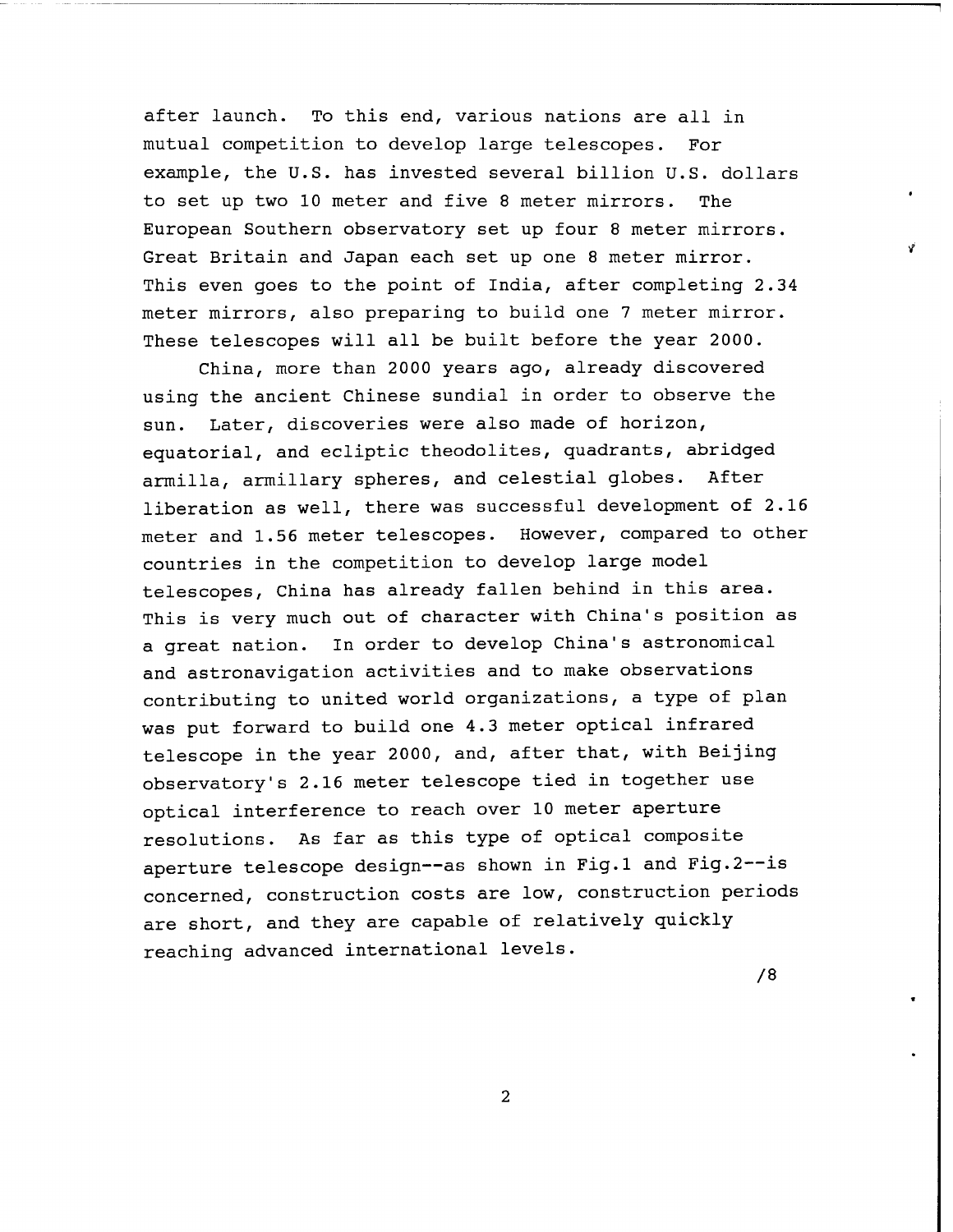after launch. To this end, various nations are all in mutual competition to develop large telescopes. For example, the U.S. has invested several billion U.S. dollars to set up two 10 meter and five 8 meter mirrors. The European Southern observatory set up four 8 meter mirrors. Great Britain and Japan each set up one 8 meter mirror. This even goes to the point of India, after completing 2.34 meter mirrors, also preparing to build one 7 meter mirror. These telescopes will all be built before the year 2000.

China, more than 2000 years ago, already discovered using the ancient Chinese sundial in order to observe the sun. Later, discoveries were also made of horizon, equatorial, and ecliptic theodolites, quadrants, abridged armilla, armillary spheres, and celestial globes. After liberation as well, there was successful development of 2.16 meter and 1.56 meter telescopes. However, compared to other countries in the competition to develop large model telescopes, China has already fallen behind in this area. This is very much out of character with China's position as a great nation. In order to develop China's astronomical and astronavigation activities and to make observations contributing to united world organizations, a type of plan was put forward to build one 4.3 meter optical infrared telescope in the year 2000, and, after that, with Beijing observatory's 2.16 meter telescope tied in together use optical interference to reach over 10 meter aperture resolutions. As far as this type of optical composite aperture telescope design--as shown in Fig.1 and Fig.2--is concerned, construction costs are low, construction periods are short, and they are capable of relatively quickly reaching advanced international levels.

/8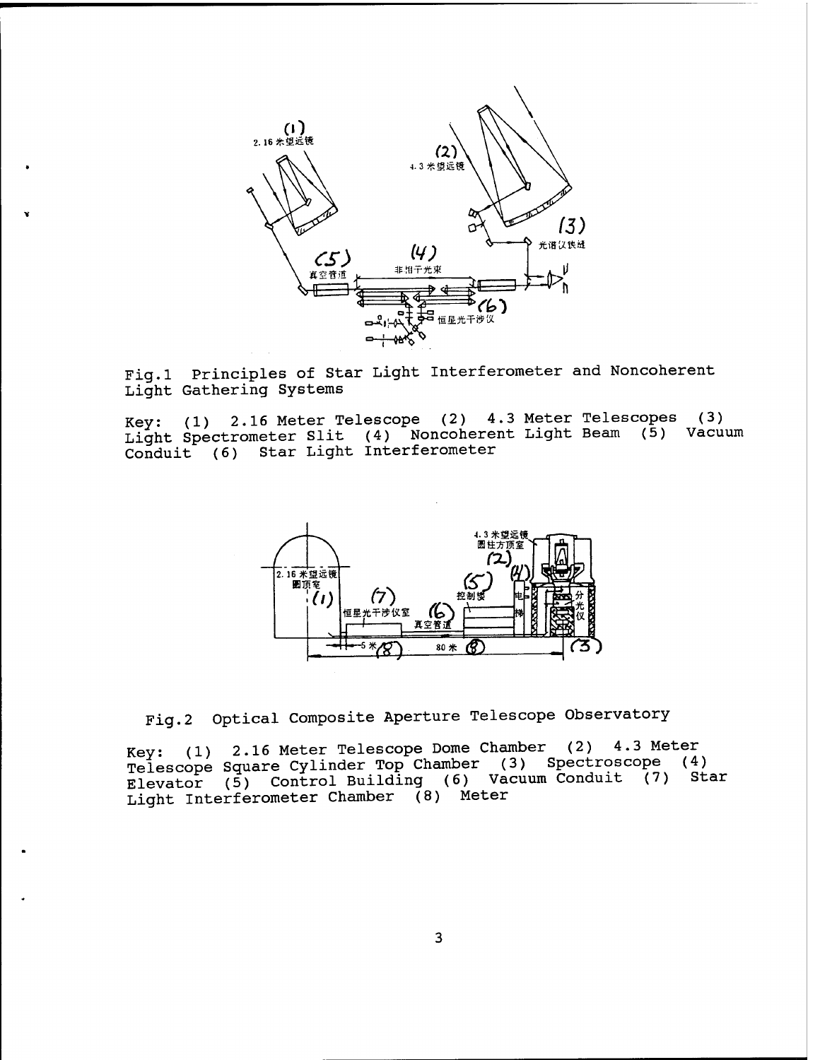Fig.1 Principles of Star Light Interferometer and Noncoherent Light Gathering Systems

Key: (1) 2.16 Meter Telescope (2) 4.3 Meter Telescopes (3) Light Spectrometer Slit (4) Noncoherent Light Beam (5) Vacuum Conduit (6) Star Light Interferometer

Fig.2 Optical Composite Aperture Telescope Observatory

Key: (1) 2.16 Meter Telescope Dome Chamber (2) 4.3 Meter Telescope Square Cylinder Top Chamber (3) Spectroscope (4) Elevator (5) Control Building (6) Vacuum Conduit (7) Star Light Interferometer Chamber (8) Meter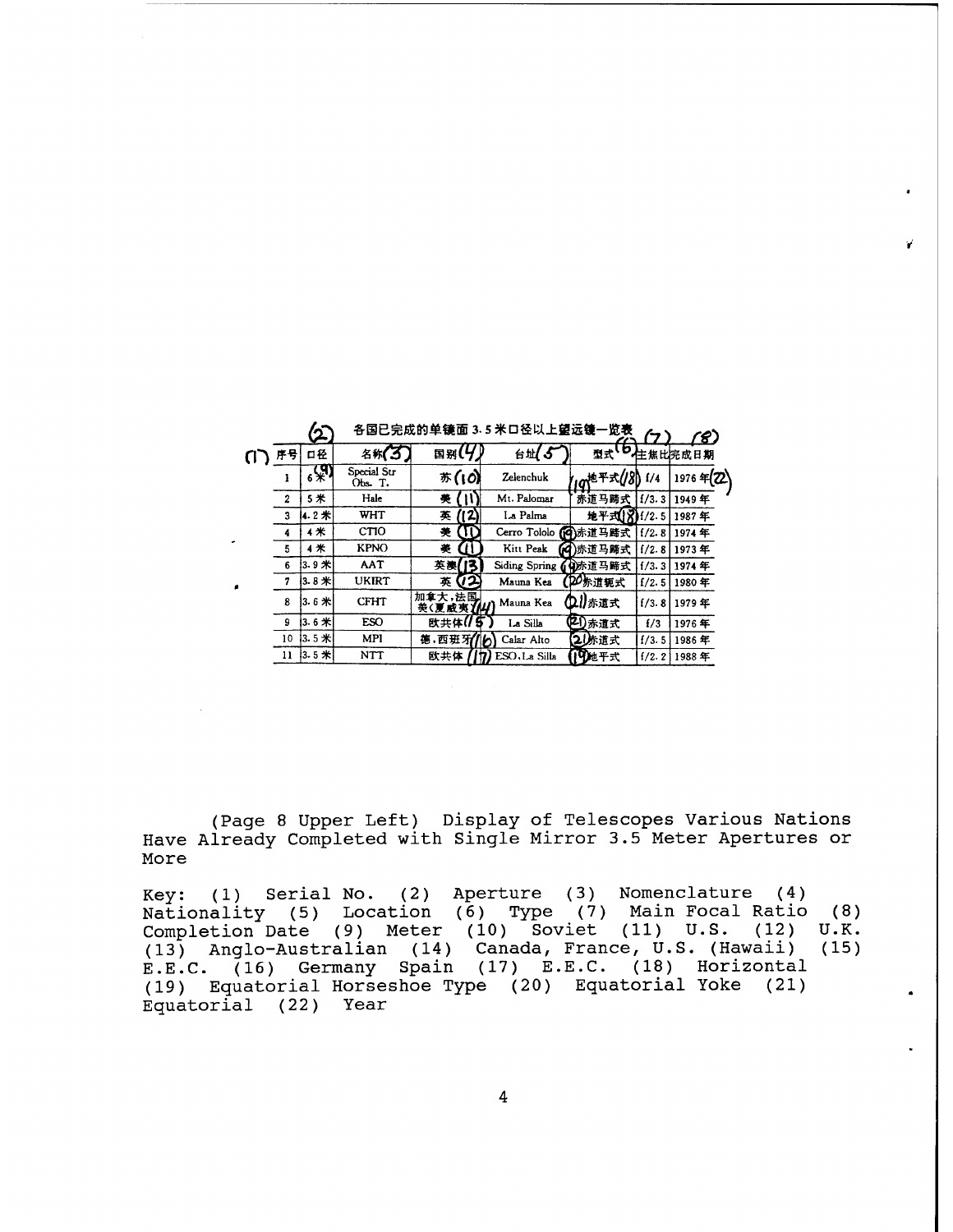各国已完成的单镜面 3.5 米口径以上望远镜一览表

| 序号 (1) | 口径 (2) | 名称 (3) | 国别 (4) | 台址 (5) | 型式 (6) | 主焦比 (7) | 完成日期 (8) |
|---|---|---|---|---|---|---|---|
| 1 | 6米 (9) | Special Str Obs. T. | 苏 (10) | Zelenchuk | 地平式 (18) | f/4 | 1976 年 (22) |
| 2 | 5米 | Hale | 美 (11) | Mt. Palomar | 赤道马蹄式 (19) | f/3.3 | 1949 年 |
| 3 | 4.2米 | WHT | 英 (12) | La Palma | 地平式 (18) | f/2.5 | 1987 年 |
| 4 | 4米 | CTIO | 美 (11) | Cerro Tololo | 赤道马蹄式 (19) | f/2.8 | 1974 年 |
| 5 | 4米 | KPNO | 美 (11) | Kitt Peak | 赤道马蹄式 (19) | f/2.8 | 1973 年 |
| 6 | 3.9米 | AAT | 英澳 (13) | Siding Spring | 赤道马蹄式 (19) | f/3.3 | 1974 年 |
| 7 | 3.8米 | UKIRT | 英 (12) | Mauna Kea | 赤道轭式 (20) | f/2.5 | 1980 年 |
| 8 | 3.6米 | CFHT | 加拿大,法国,美(夏威夷) (14) | Mauna Kea | 赤道式 (21) | f/3.8 | 1979 年 |
| 9 | 3.6米 | ESO | 欧共体 (15) | La Silla | 赤道式 (21) | f/3 | 1976 年 |
| 10 | 3.5米 | MPI | 德,西班牙 (16) | Calar Alto | 赤道式 (21) | f/3.5 | 1986 年 |
| 11 | 3.5米 | NTT | 欧共体 (17) | ESO, La Silla | 地平式 (19) | f/2.2 | 1988 年 |

(Page 8 Upper Left) Display of Telescopes Various Nations Have Already Completed with Single Mirror 3.5 Meter Apertures or More

Key: (1) Serial No. (2) Aperture (3) Nomenclature (4) Nationality (5) Location (6) Type (7) Main Focal Ratio (8) Completion Date (9) Meter (10) Soviet (11) U.S. (12) U.K. (13) Anglo-Australian (14) Canada, France, U.S. (Hawaii) (15) E.E.C. (16) Germany Spain (17) E.E.C. (18) Horizontal (19) Equatorial Horseshoe Type (20) Equatorial Yoke (21) Equatorial (22) Year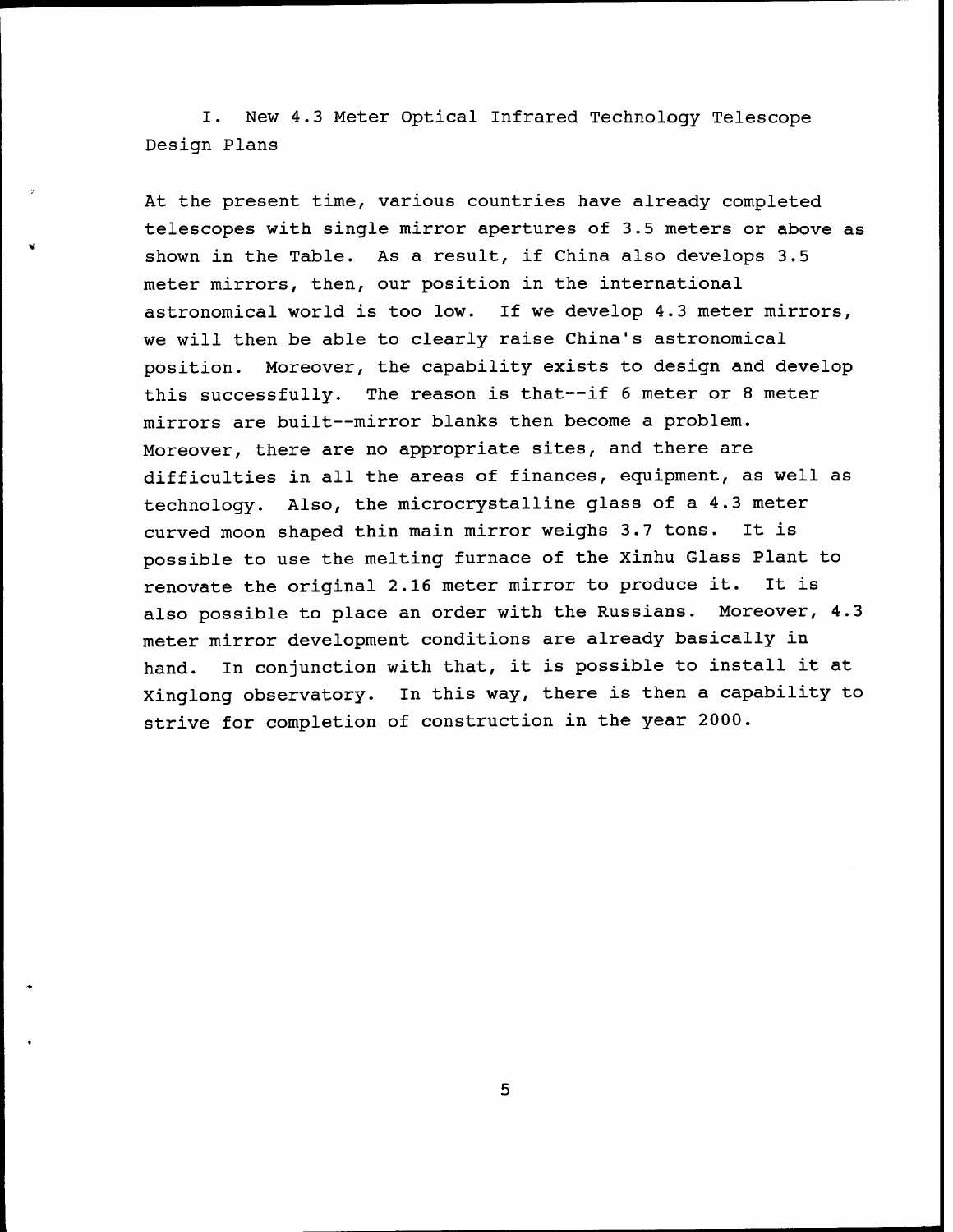I. New 4.3 Meter Optical Infrared Technology Telescope Design Plans

At the present time, various countries have already completed telescopes with single mirror apertures of 3.5 meters or above as shown in the Table. As a result, if China also develops 3.5 meter mirrors, then, our position in the international astronomical world is too low. If we develop 4.3 meter mirrors, we will then be able to clearly raise China's astronomical position. Moreover, the capability exists to design and develop this successfully. The reason is that--if 6 meter or 8 meter mirrors are built--mirror blanks then become a problem. Moreover, there are no appropriate sites, and there are difficulties in all the areas of finances, equipment, as well as technology. Also, the microcrystalline glass of a 4.3 meter curved moon shaped thin main mirror weighs 3.7 tons. It is possible to use the melting furnace of the Xinhu Glass Plant to renovate the original 2.16 meter mirror to produce it. It is also possible to place an order with the Russians. Moreover, 4.3 meter mirror development conditions are already basically in hand. In conjunction with that, it is possible to install it at Xinglong observatory. In this way, there is then a capability to strive for completion of construction in the year 2000.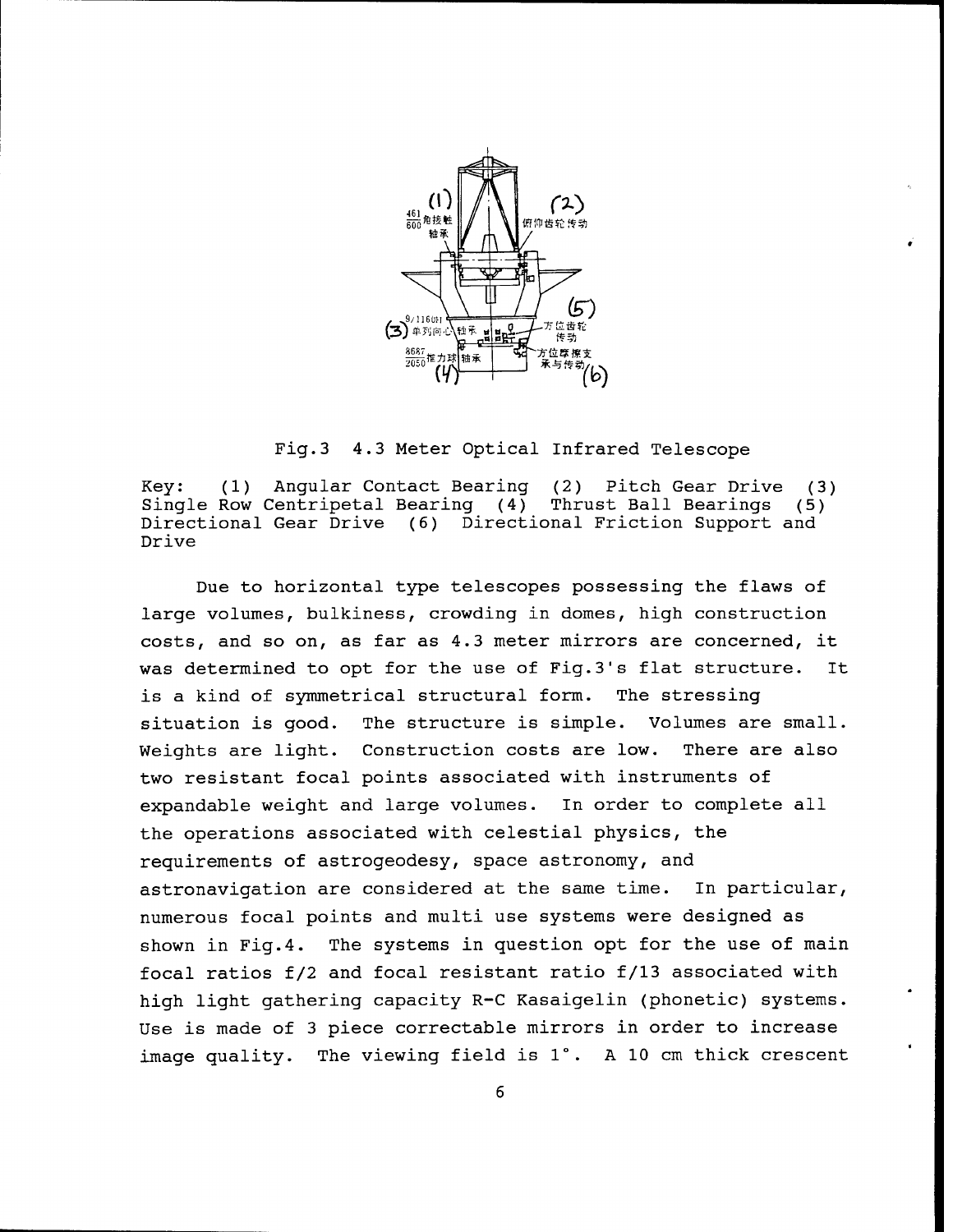Fig.3 4.3 Meter Optical Infrared Telescope

Key: (1) Angular Contact Bearing (2) Pitch Gear Drive (3) Single Row Centripetal Bearing (4) Thrust Ball Bearings (5) Directional Gear Drive (6) Directional Friction Support and Drive

Due to horizontal type telescopes possessing the flaws of large volumes, bulkiness, crowding in domes, high construction costs, and so on, as far as 4.3 meter mirrors are concerned, it was determined to opt for the use of Fig.3's flat structure. It is a kind of symmetrical structural form. The stressing situation is good. The structure is simple. Volumes are small. Weights are light. Construction costs are low. There are also two resistant focal points associated with instruments of expandable weight and large volumes. In order to complete all the operations associated with celestial physics, the requirements of astrogeodesy, space astronomy, and astronavigation are considered at the same time. In particular, numerous focal points and multi use systems were designed as shown in Fig.4. The systems in question opt for the use of main focal ratios f/2 and focal resistant ratio f/13 associated with high light gathering capacity R-C Kasaigelin (phonetic) systems. Use is made of 3 piece correctable mirrors in order to increase image quality. The viewing field is 1°. A 10 cm thick crescent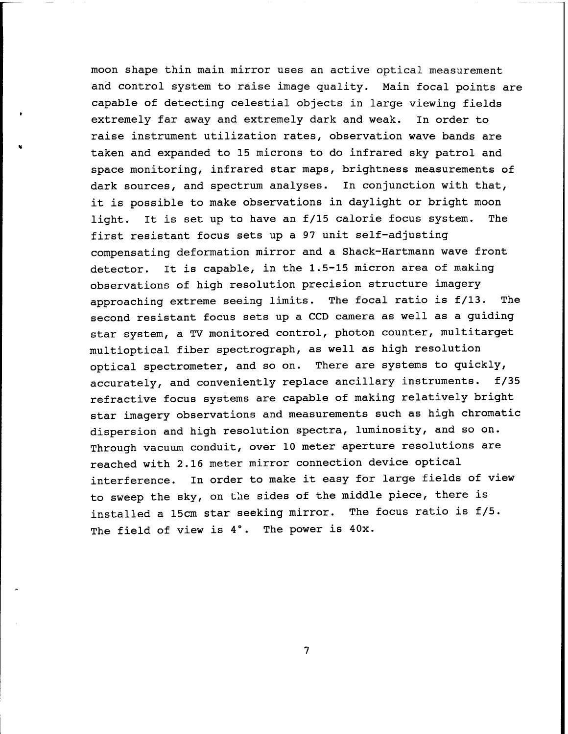moon shape thin main mirror uses an active optical measurement and control system to raise image quality. Main focal points are capable of detecting celestial objects in large viewing fields extremely far away and extremely dark and weak. In order to raise instrument utilization rates, observation wave bands are taken and expanded to 15 microns to do infrared sky patrol and space monitoring, infrared star maps, brightness measurements of dark sources, and spectrum analyses. In conjunction with that, it is possible to make observations in daylight or bright moon light. It is set up to have an f/15 calorie focus system. The first resistant focus sets up a 97 unit self-adjusting compensating deformation mirror and a Shack-Hartmann wave front detector. It is capable, in the 1.5-15 micron area of making observations of high resolution precision structure imagery approaching extreme seeing limits. The focal ratio is f/13. The second resistant focus sets up a CCD camera as well as a guiding star system, a TV monitored control, photon counter, multitarget multioptical fiber spectrograph, as well as high resolution optical spectrometer, and so on. There are systems to quickly, accurately, and conveniently replace ancillary instruments. f/35 refractive focus systems are capable of making relatively bright star imagery observations and measurements such as high chromatic dispersion and high resolution spectra, luminosity, and so on. Through vacuum conduit, over 10 meter aperture resolutions are reached with 2.16 meter mirror connection device optical interference. In order to make it easy for large fields of view to sweep the sky, on the sides of the middle piece, there is installed a 15cm star seeking mirror. The focus ratio is f/5. The field of view is 4°. The power is 40x.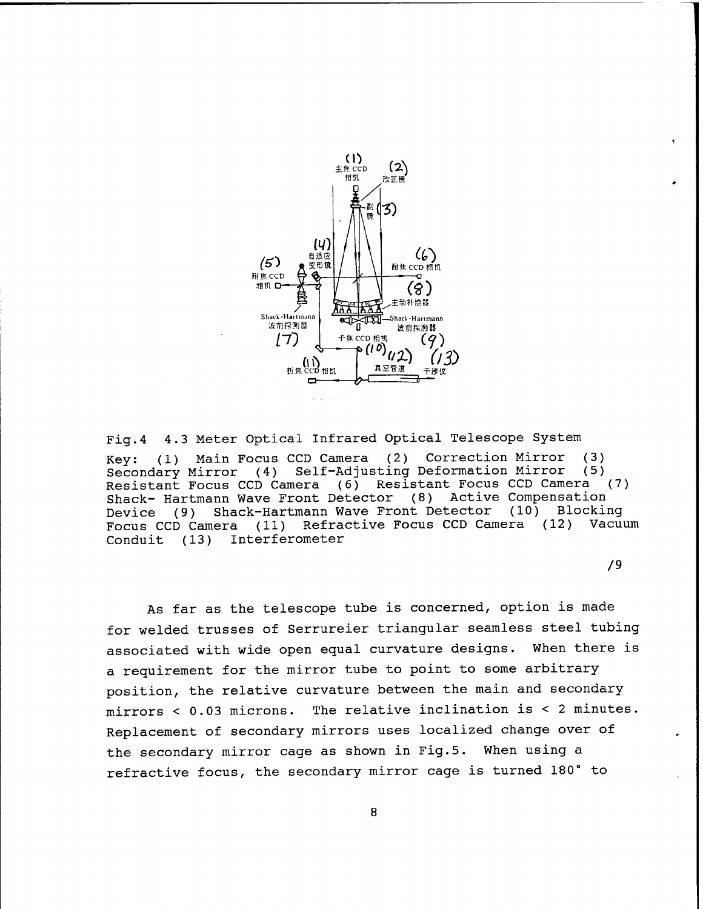Fig.4 4.3 Meter Optical Infrared Optical Telescope System

Key: (1) Main Focus CCD Camera (2) Correction Mirror (3) Secondary Mirror (4) Self-Adjusting Deformation Mirror (5) Resistant Focus CCD Camera (6) Resistant Focus CCD Camera (7) Shack- Hartmann Wave Front Detector (8) Active Compensation Device (9) Shack-Hartmann Wave Front Detector (10) Blocking Focus CCD Camera (11) Refractive Focus CCD Camera (12) Vacuum Conduit (13) Interferometer

/9

As far as the telescope tube is concerned, option is made for welded trusses of Serrureier triangular seamless steel tubing associated with wide open equal curvature designs. When there is a requirement for the mirror tube to point to some arbitrary position, the relative curvature between the main and secondary mirrors < 0.03 microns. The relative inclination is < 2 minutes. Replacement of secondary mirrors uses localized change over of the secondary mirror cage as shown in Fig.5. When using a refractive focus, the secondary mirror cage is turned 180° to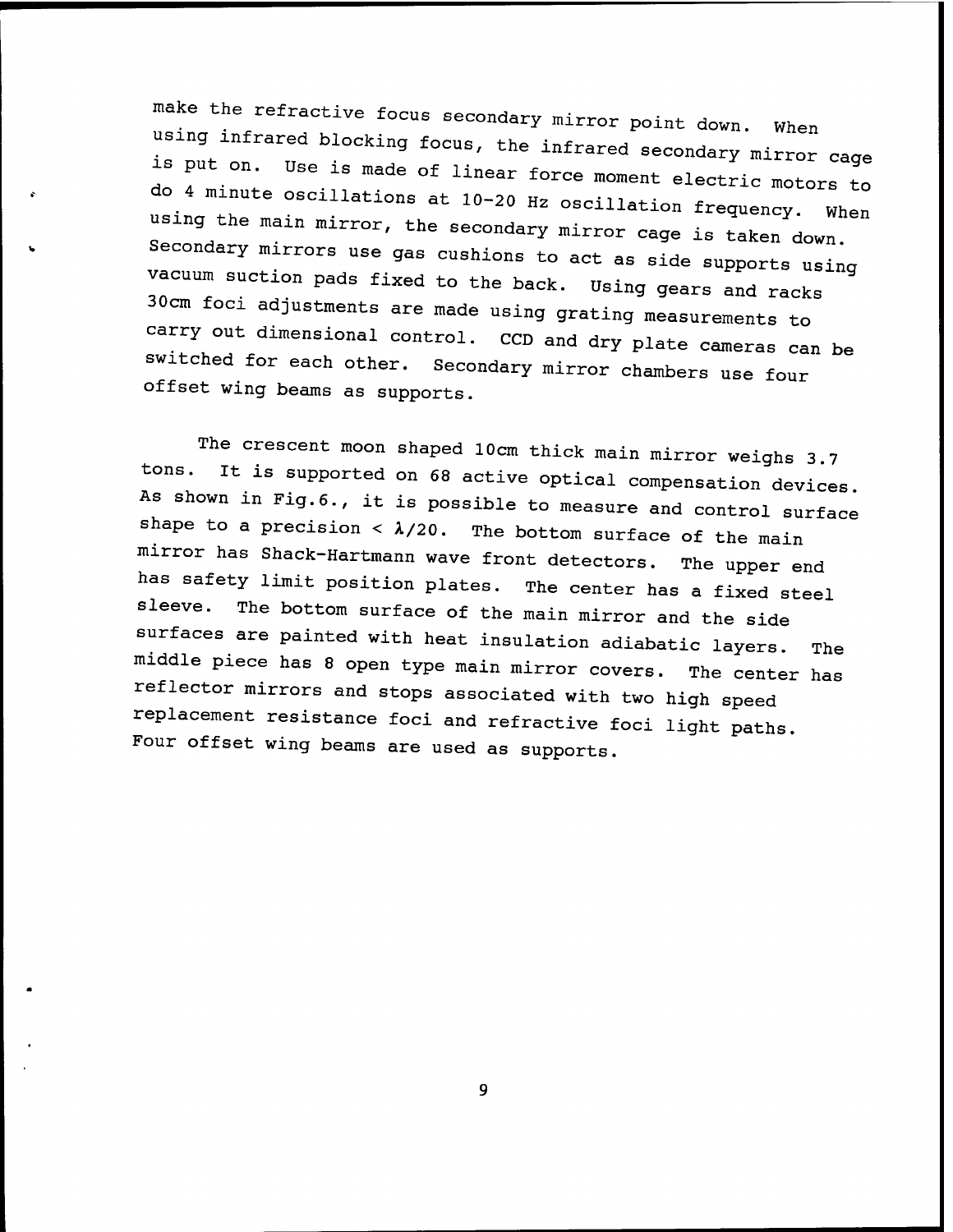make the refractive focus secondary mirror point down. When using infrared blocking focus, the infrared secondary mirror cage is put on. Use is made of linear force moment electric motors to do 4 minute oscillations at 10-20 Hz oscillation frequency. When using the main mirror, the secondary mirror cage is taken down. Secondary mirrors use gas cushions to act as side supports using vacuum suction pads fixed to the back. Using gears and racks 30cm foci adjustments are made using grating measurements to carry out dimensional control. CCD and dry plate cameras can be switched for each other. Secondary mirror chambers use four offset wing beams as supports.

The crescent moon shaped 10cm thick main mirror weighs 3.7 tons. It is supported on 68 active optical compensation devices. As shown in Fig.6., it is possible to measure and control surface shape to a precision $< \lambda/20$. The bottom surface of the main mirror has Shack-Hartmann wave front detectors. The upper end has safety limit position plates. The center has a fixed steel sleeve. The bottom surface of the main mirror and the side surfaces are painted with heat insulation adiabatic layers. The middle piece has 8 open type main mirror covers. The center has reflector mirrors and stops associated with two high speed replacement resistance foci and refractive foci light paths. Four offset wing beams are used as supports.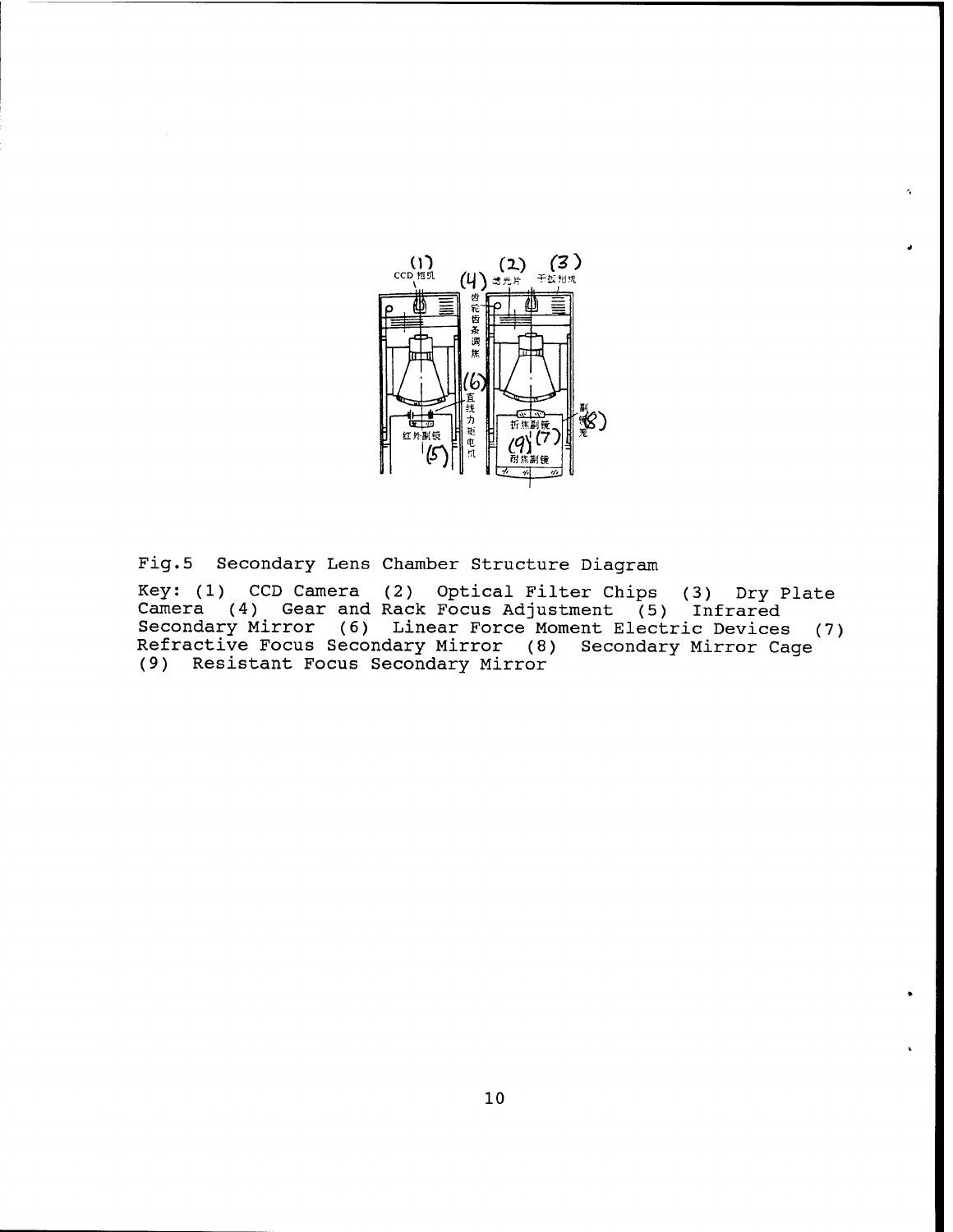Fig.5 Secondary Lens Chamber Structure Diagram

Key: (1) CCD Camera (2) Optical Filter Chips (3) Dry Plate Camera (4) Gear and Rack Focus Adjustment (5) Infrared Secondary Mirror (6) Linear Force Moment Electric Devices (7) Refractive Focus Secondary Mirror (8) Secondary Mirror Cage (9) Resistant Focus Secondary Mirror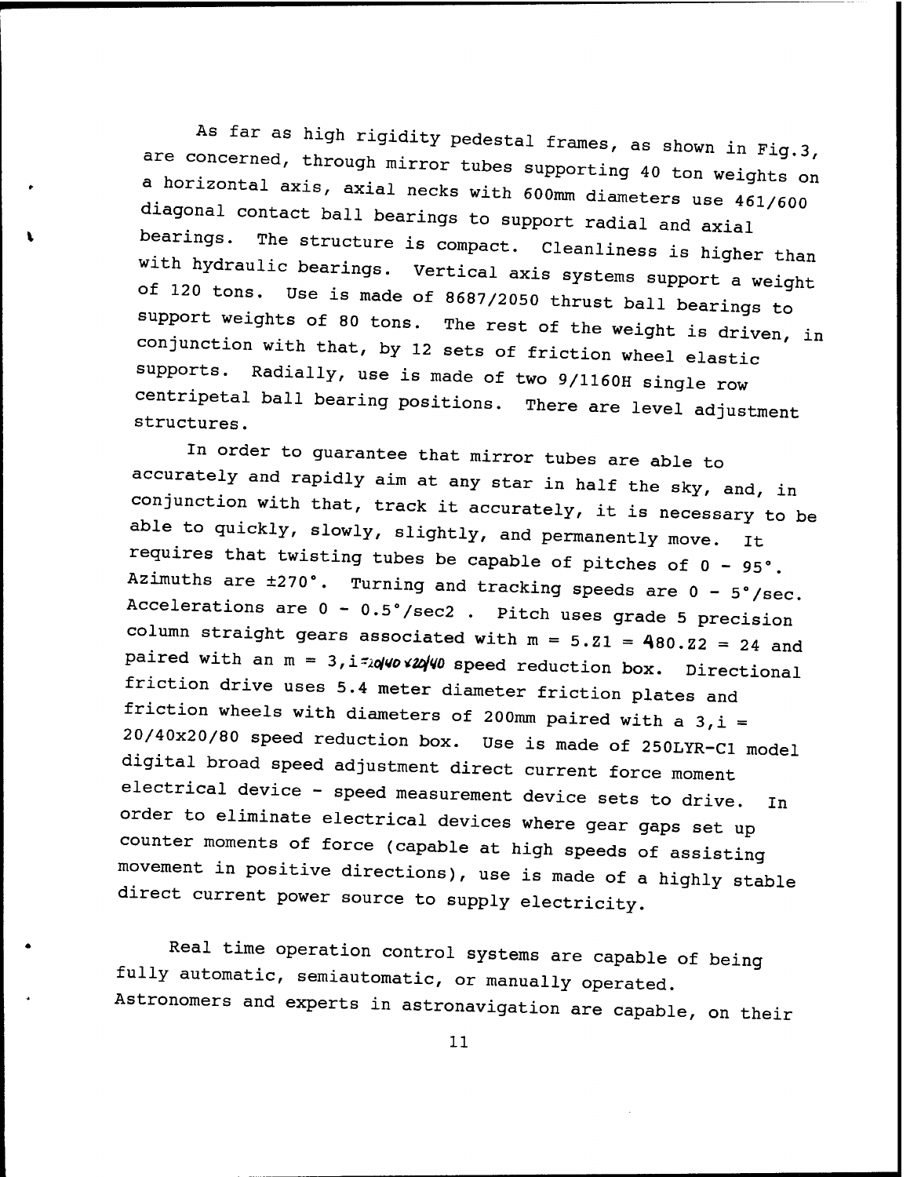As far as high rigidity pedestal frames, as shown in Fig.3, are concerned, through mirror tubes supporting 40 ton weights on a horizontal axis, axial necks with 600mm diameters use 461/600 diagonal contact ball bearings to support radial and axial bearings. The structure is compact. Cleanliness is higher than with hydraulic bearings. Vertical axis systems support a weight of 120 tons. Use is made of 8687/2050 thrust ball bearings to support weights of 80 tons. The rest of the weight is driven, in conjunction with that, by 12 sets of friction wheel elastic supports. Radially, use is made of two 9/1160H single row centripetal ball bearing positions. There are level adjustment structures.

In order to guarantee that mirror tubes are able to accurately and rapidly aim at any star in half the sky, and, in conjunction with that, track it accurately, it is necessary to be able to quickly, slowly, slightly, and permanently move. It requires that twisting tubes be capable of pitches of 0 - 95°. Azimuths are ±270°. Turning and tracking speeds are 0 - 5°/sec. Accelerations are 0 - 0.5°/sec2 . Pitch uses grade 5 precision column straight gears associated with m = 5.Z1 = 480.Z2 = 24 and paired with an m = 3,i=20/40x20/40 speed reduction box. Directional friction drive uses 5.4 meter diameter friction plates and friction wheels with diameters of 200mm paired with a 3,i = 20/40x20/80 speed reduction box. Use is made of 250LYR-C1 model digital broad speed adjustment direct current force moment electrical device - speed measurement device sets to drive. In order to eliminate electrical devices where gear gaps set up counter moments of force (capable at high speeds of assisting movement in positive directions), use is made of a highly stable direct current power source to supply electricity.

Real time operation control systems are capable of being fully automatic, semiautomatic, or manually operated. Astronomers and experts in astronavigation are capable, on their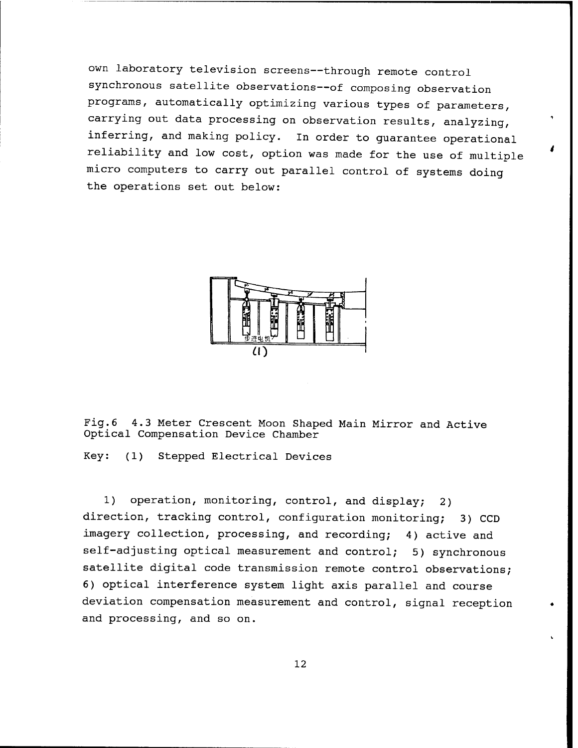own laboratory television screens--through remote control synchronous satellite observations--of composing observation programs, automatically optimizing various types of parameters, carrying out data processing on observation results, analyzing, inferring, and making policy. In order to guarantee operational reliability and low cost, option was made for the use of multiple micro computers to carry out parallel control of systems doing the operations set out below:

Fig.6 4.3 Meter Crescent Moon Shaped Main Mirror and Active Optical Compensation Device Chamber

Key: (1) Stepped Electrical Devices

1) operation, monitoring, control, and display; 2) direction, tracking control, configuration monitoring; 3) CCD imagery collection, processing, and recording; 4) active and self-adjusting optical measurement and control; 5) synchronous satellite digital code transmission remote control observations; 6) optical interference system light axis parallel and course deviation compensation measurement and control, signal reception and processing, and so on.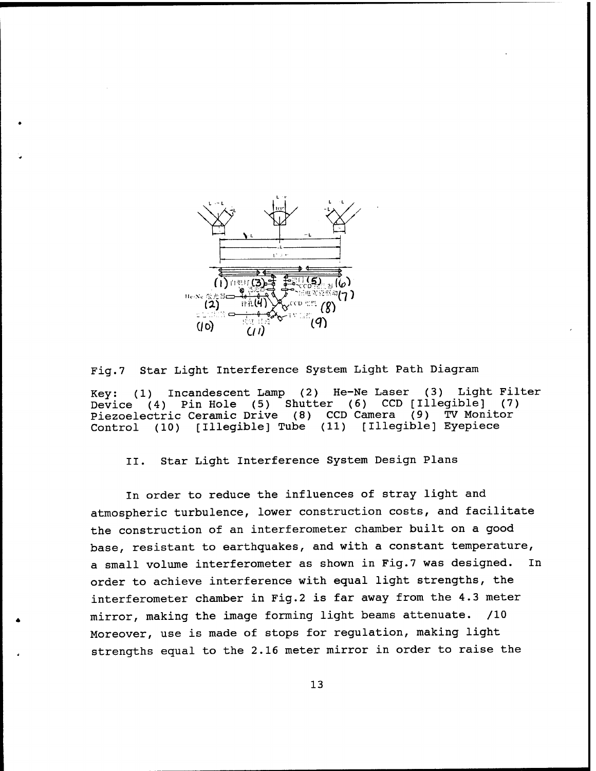Fig.7 Star Light Interference System Light Path Diagram

Key: (1) Incandescent Lamp (2) He-Ne Laser (3) Light Filter Device (4) Pin Hole (5) Shutter (6) CCD [Illegible] (7) Piezoelectric Ceramic Drive (8) CCD Camera (9) TV Monitor Control (10) [Illegible] Tube (11) [Illegible] Eyepiece

## II. Star Light Interference System Design Plans

In order to reduce the influences of stray light and atmospheric turbulence, lower construction costs, and facilitate the construction of an interferometer chamber built on a good base, resistant to earthquakes, and with a constant temperature, a small volume interferometer as shown in Fig.7 was designed. In order to achieve interference with equal light strengths, the interferometer chamber in Fig.2 is far away from the 4.3 meter mirror, making the image forming light beams attenuate. /10 Moreover, use is made of stops for regulation, making light strengths equal to the 2.16 meter mirror in order to raise the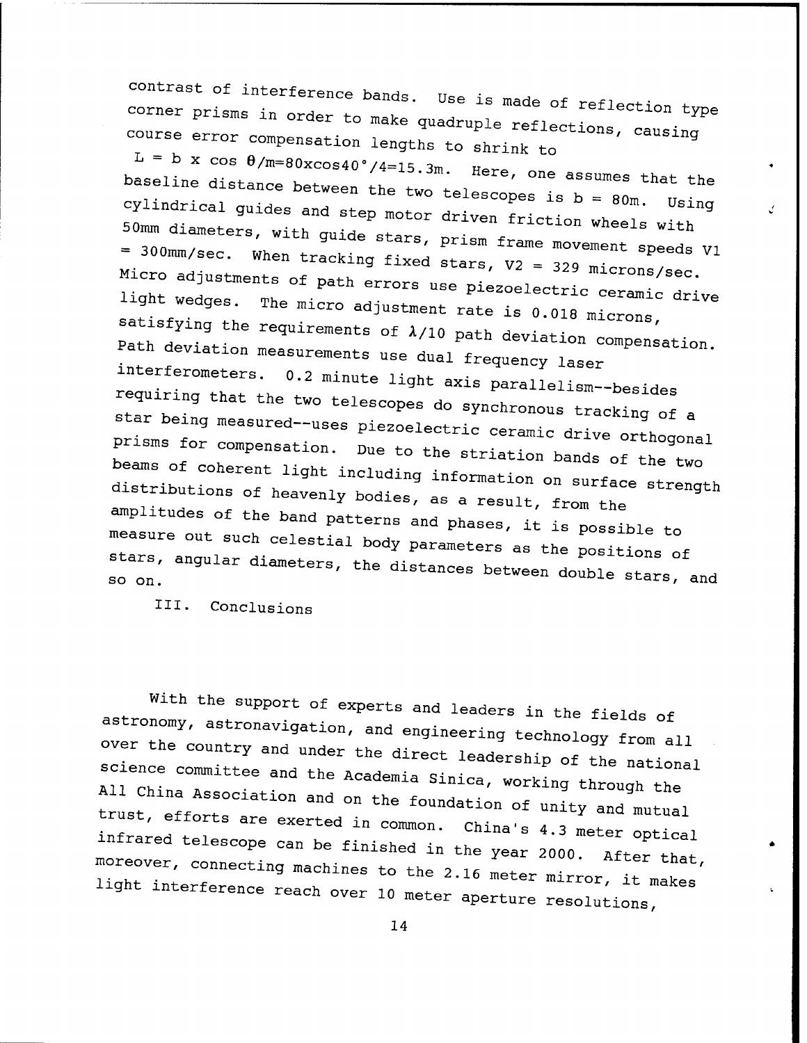contrast of interference bands. Use is made of reflection type corner prisms in order to make quadruple reflections, causing course error compensation lengths to shrink to $L = b \times \cos\theta/m = 80 \times \cos 40°/4 = 15.3m$. Here, one assumes that the baseline distance between the two telescopes is $b = 80m$. Using cylindrical guides and step motor driven friction wheels with 50mm diameters, with guide stars, prism frame movement speeds $V1 = 300mm/sec$. When tracking fixed stars, $V2 = 329$ microns/sec. Micro adjustments of path errors use piezoelectric ceramic drive light wedges. The micro adjustment rate is 0.018 microns, satisfying the requirements of $\lambda/10$ path deviation compensation. Path deviation measurements use dual frequency laser interferometers. 0.2 minute light axis parallelism--besides requiring that the two telescopes do synchronous tracking of a star being measured--uses piezoelectric ceramic drive orthogonal prisms for compensation. Due to the striation bands of the two beams of coherent light including information on surface strength distributions of heavenly bodies, as a result, from the amplitudes of the band patterns and phases, it is possible to measure out such celestial body parameters as the positions of stars, angular diameters, the distances between double stars, and so on.

## III. Conclusions

With the support of experts and leaders in the fields of astronomy, astronavigation, and engineering technology from all over the country and under the direct leadership of the national science committee and the Academia Sinica, working through the All China Association and on the foundation of unity and mutual trust, efforts are exerted in common. China's 4.3 meter optical infrared telescope can be finished in the year 2000. After that, moreover, connecting machines to the 2.16 meter mirror, it makes light interference reach over 10 meter aperture resolutions,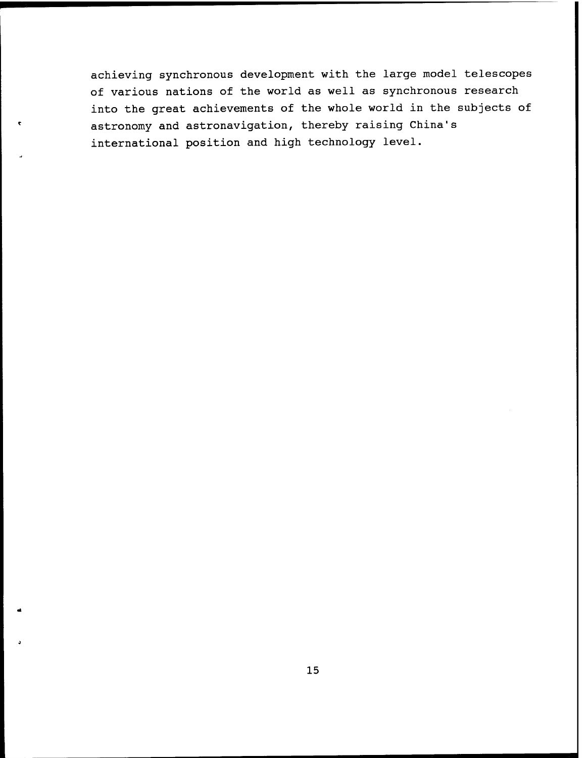achieving synchronous development with the large model telescopes of various nations of the world as well as synchronous research into the great achievements of the whole world in the subjects of astronomy and astronavigation, thereby raising China's international position and high technology level.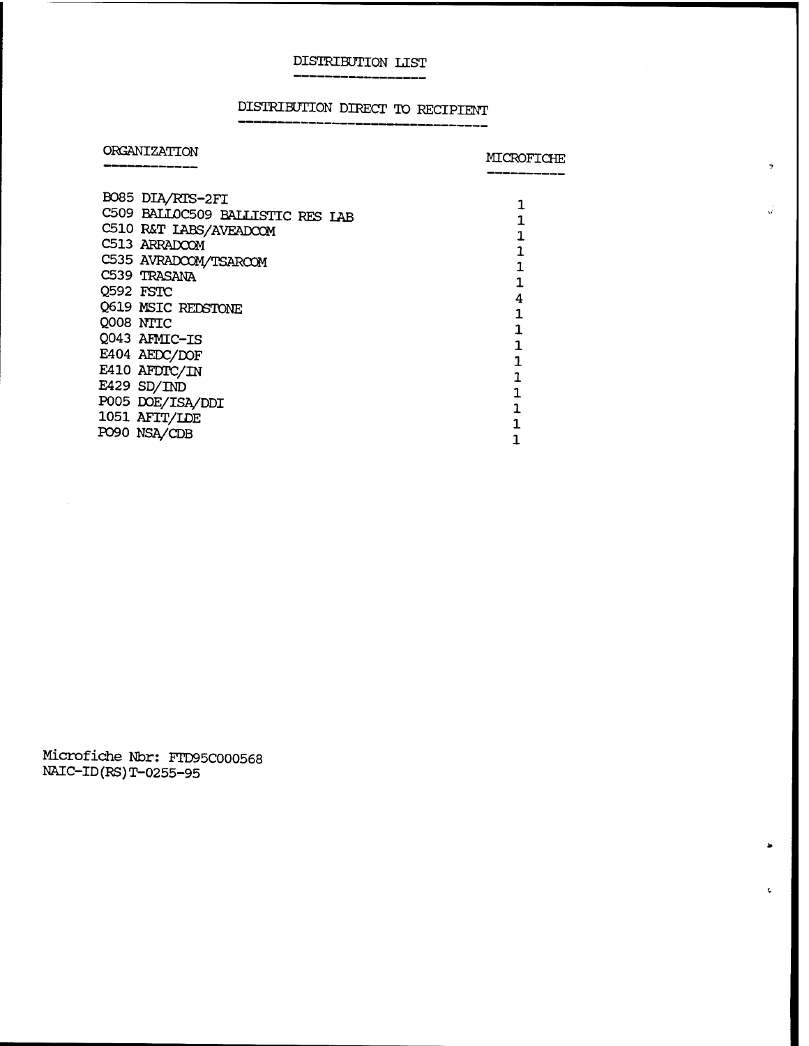# DISTRIBUTION LIST

## DISTRIBUTION DIRECT TO RECIPIENT

| ORGANIZATION | MICROFICHE |
| --- | --- |
| B085 DIA/RTS-2FI | 1 |
| C509 BALLOC509 BALLISTIC RES LAB | 1 |
| C510 R&T LABS/AVEADCOM | 1 |
| C513 ARRADCOM | 1 |
| C535 AVRADCOM/TSARCOM | 1 |
| C539 TRASANA | 1 |
| Q592 FSTC | 4 |
| Q619 MSIC REDSTONE | 1 |
| Q008 NTIC | 1 |
| Q043 AFMIC-IS | 1 |
| E404 AEDC/DOF | 1 |
| E410 AFDTC/IN | 1 |
| E429 SD/IND | 1 |
| P005 DOE/ISA/DDI | 1 |
| 1051 AFIT/LDE | 1 |
| P090 NSA/CDB | 1 |

Microfiche Nbr: FTD95C000568
NAIC-ID(RS)T-0255-95